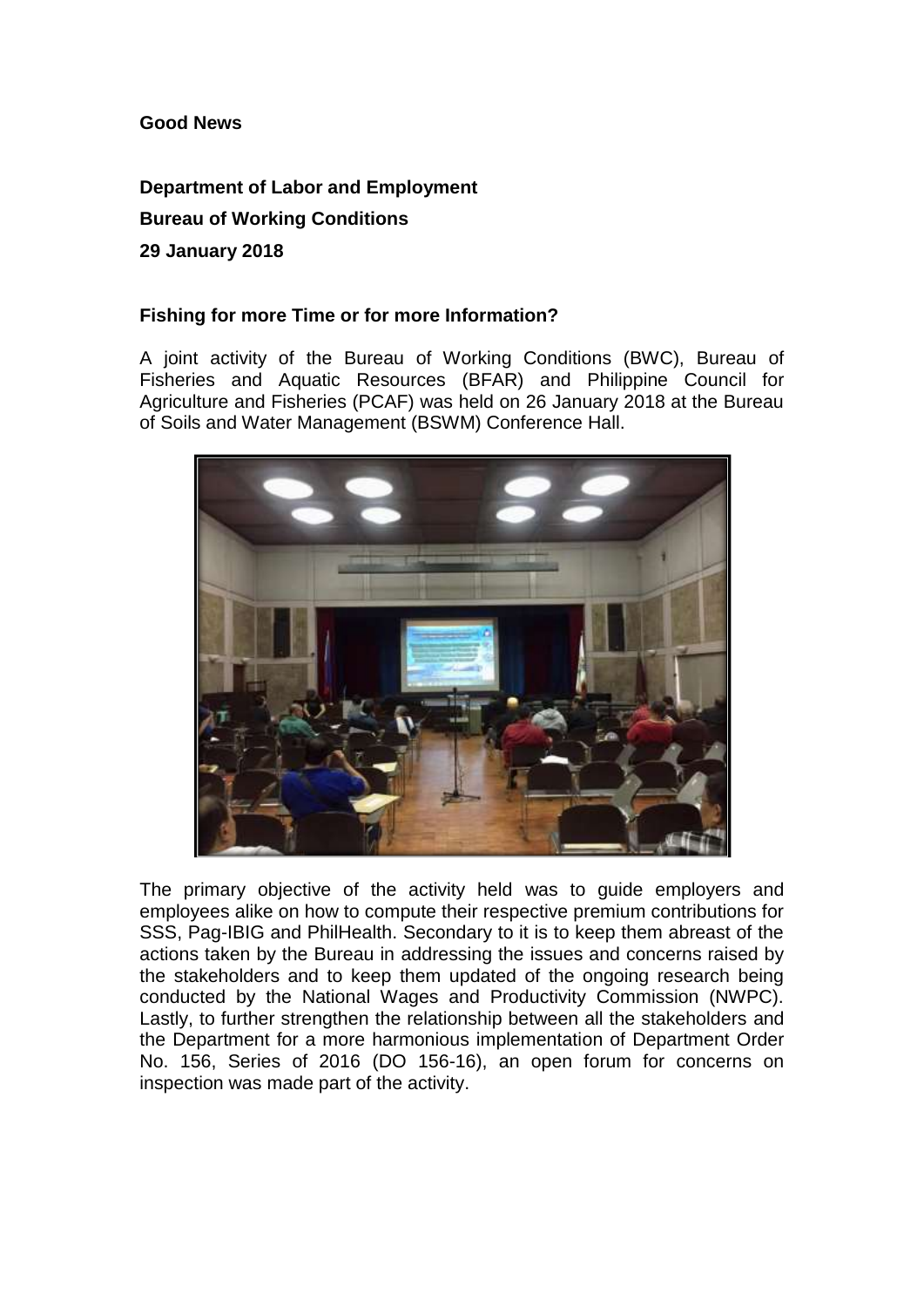**Good News**

**Department of Labor and Employment**

**Bureau of Working Conditions**

**29 January 2018**

**Fishing for more Time or for more Information?**

A joint activity of the Bureau of Working Conditions (BWC), Bureau of Fisheries and Aquatic Resources (BFAR) and Philippine Council for Agriculture and Fisheries (PCAF) was held on 26 January 2018 at the Bureau of Soils and Water Management (BSWM) Conference Hall.

The primary objective of the activity held was to guide employers and employees alike on how to compute their respective premium contributions for SSS, Pag-IBIG and PhilHealth. Secondary to it is to keep them abreast of the actions taken by the Bureau in addressing the issues and concerns raised by the stakeholders and to keep them updated of the ongoing research being conducted by the National Wages and Productivity Commission (NWPC). Lastly, to further strengthen the relationship between all the stakeholders and the Department for a more harmonious implementation of Department Order No. 156, Series of 2016 (DO 156-16), an open forum for concerns on inspection was made part of the activity.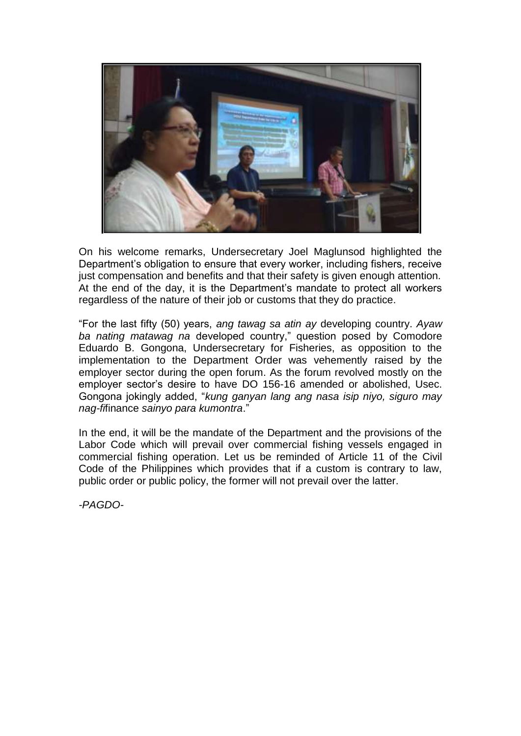On his welcome remarks, Undersecretary Joel Maglunsod highlighted the Department's obligation to ensure that every worker, including fishers, receive just compensation and benefits and that their safety is given enough attention. At the end of the day, it is the Department's mandate to protect all workers regardless of the nature of their job or customs that they do practice.

"For the last fifty (50) years, *ang tawag sa atin ay* developing country. *Ayaw ba nating matawag na* developed country," question posed by Comodore Eduardo B. Gongona, Undersecretary for Fisheries, as opposition to the implementation to the Department Order was vehemently raised by the employer sector during the open forum. As the forum revolved mostly on the employer sector's desire to have DO 156-16 amended or abolished, Usec. Gongona jokingly added, "*kung ganyan lang ang nasa isip niyo, siguro may nag-fi*finance *sainyo para kumontra*."

In the end, it will be the mandate of the Department and the provisions of the Labor Code which will prevail over commercial fishing vessels engaged in commercial fishing operation. Let us be reminded of Article 11 of the Civil Code of the Philippines which provides that if a custom is contrary to law, public order or public policy, the former will not prevail over the latter.

*-PAGDO-*